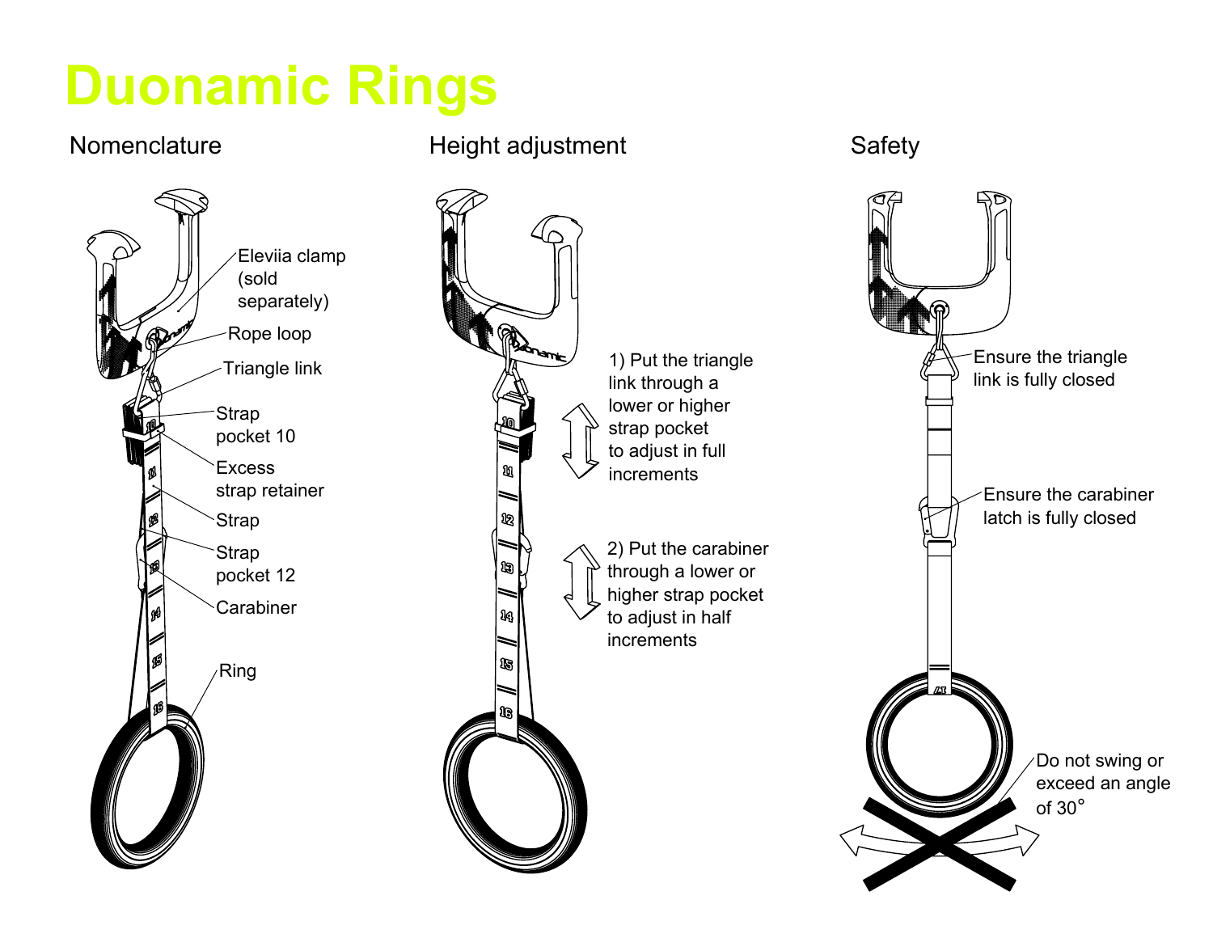# Duonamic Rings

## Nomenclature

Eleviia clamp (sold separately)

Rope loop

Triangle link

Strap pocket 10

Excess strap retainer

Strap

Strap pocket 12

Carabiner

Ring

## Height adjustment

1) Put the triangle link through a lower or higher strap pocket to adjust in full increments

2) Put the carabiner through a lower or higher strap pocket to adjust in half increments

## Safety

Ensure the triangle link is fully closed

Ensure the carabiner latch is fully closed

Do not swing or exceed an angle of 30°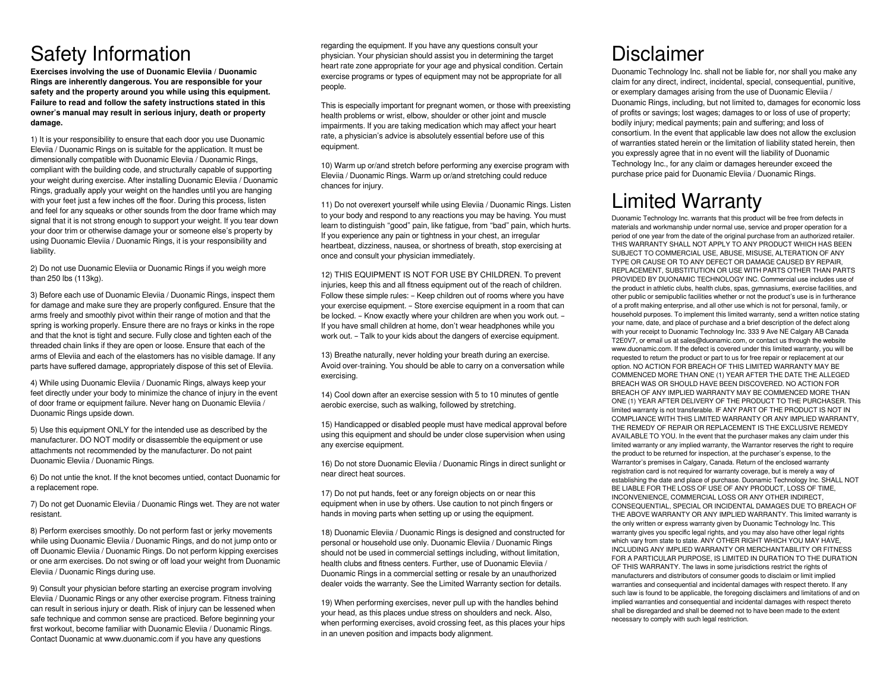# Safety Information

**Exercises involving the use of Duonamic Eleviia / Duonamic Rings are inherently dangerous. You are responsible for your safety and the property around you while using this equipment. Failure to read and follow the safety instructions stated in this owner's manual may result in serious injury, death or property damage.**

1) It is your responsibility to ensure that each door you use Duonamic Eleviia / Duonamic Rings on is suitable for the application. It must be dimensionally compatible with Duonamic Eleviia / Duonamic Rings, compliant with the building code, and structurally capable of supporting your weight during exercise. After installing Duonamic Eleviia / Duonamic Rings, gradually apply your weight on the handles until you are hanging with your feet just a few inches off the floor. During this process, listen and feel for any squeaks or other sounds from the door frame which may signal that it is not strong enough to support your weight. If you tear down your door trim or otherwise damage your or someone else's property by using Duonamic Eleviia / Duonamic Rings, it is your responsibility and liability.

2) Do not use Duonamic Eleviia or Duonamic Rings if you weigh more than 250 lbs (113kg).

3) Before each use of Duonamic Eleviia / Duonamic Rings, inspect them for damage and make sure they are properly configured. Ensure that the arms freely and smoothly pivot within their range of motion and that the spring is working properly. Ensure there are no frays or kinks in the rope and that the knot is tight and secure. Fully close and tighten each of the threaded chain links if they are open or loose. Ensure that each of the arms of Eleviia and each of the elastomers has no visible damage. If any parts have suffered damage, appropriately dispose of this set of Eleviia.

4) While using Duonamic Eleviia / Duonamic Rings, always keep your feet directly under your body to minimize the chance of injury in the event of door frame or equipment failure. Never hang on Duonamic Eleviia / Duonamic Rings upside down.

5) Use this equipment ONLY for the intended use as described by the manufacturer. DO NOT modify or disassemble the equipment or use attachments not recommended by the manufacturer. Do not paint Duonamic Eleviia / Duonamic Rings.

6) Do not untie the knot. If the knot becomes untied, contact Duonamic for a replacement rope.

7) Do not get Duonamic Eleviia / Duonamic Rings wet. They are not water resistant.

8) Perform exercises smoothly. Do not perform fast or jerky movements while using Duonamic Eleviia / Duonamic Rings, and do not jump onto or off Duonamic Eleviia / Duonamic Rings. Do not perform kipping exercises or one arm exercises. Do not swing or off load your weight from Duonamic Eleviia / Duonamic Rings during use.

9) Consult your physician before starting an exercise program involving Eleviia / Duonamic Rings or any other exercise program. Fitness training can result in serious injury or death. Risk of injury can be lessened when safe technique and common sense are practiced. Before beginning your first workout, become familiar with Duonamic Eleviia / Duonamic Rings. Contact Duonamic at www.duonamic.com if you have any questions regarding the equipment. If you have any questions consult your physician. Your physician should assist you in determining the target heart rate zone appropriate for your age and physical condition. Certain exercise programs or types of equipment may not be appropriate for all people.

This is especially important for pregnant women, or those with preexisting health problems or wrist, elbow, shoulder or other joint and muscle impairments. If you are taking medication which may affect your heart rate, a physician's advice is absolutely essential before use of this equipment.

10) Warm up or/and stretch before performing any exercise program with Eleviia / Duonamic Rings. Warm up or/and stretching could reduce chances for injury.

11) Do not overexert yourself while using Eleviia / Duonamic Rings. Listen to your body and respond to any reactions you may be having. You must learn to distinguish "good" pain, like fatigue, from "bad" pain, which hurts. If you experience any pain or tightness in your chest, an irregular heartbeat, dizziness, nausea, or shortness of breath, stop exercising at once and consult your physician immediately.

12) THIS EQUIPMENT IS NOT FOR USE BY CHILDREN. To prevent injuries, keep this and all fitness equipment out of the reach of children. Follow these simple rules: – Keep children out of rooms where you have your exercise equipment. – Store exercise equipment in a room that can be locked. – Know exactly where your children are when you work out. – If you have small children at home, don't wear headphones while you work out. – Talk to your kids about the dangers of exercise equipment.

13) Breathe naturally, never holding your breath during an exercise. Avoid over-training. You should be able to carry on a conversation while exercising.

14) Cool down after an exercise session with 5 to 10 minutes of gentle aerobic exercise, such as walking, followed by stretching.

15) Handicapped or disabled people must have medical approval before using this equipment and should be under close supervision when using any exercise equipment.

16) Do not store Duonamic Eleviia / Duonamic Rings in direct sunlight or near direct heat sources.

17) Do not put hands, feet or any foreign objects on or near this equipment when in use by others. Use caution to not pinch fingers or hands in moving parts when setting up or using the equipment.

18) Duonamic Eleviia / Duonamic Rings is designed and constructed for personal or household use only. Duonamic Eleviia / Duonamic Rings should not be used in commercial settings including, without limitation, health clubs and fitness centers. Further, use of Duonamic Eleviia / Duonamic Rings in a commercial setting or resale by an unauthorized dealer voids the warranty. See the Limited Warranty section for details.

19) When performing exercises, never pull up with the handles behind your head, as this places undue stress on shoulders and neck. Also, when performing exercises, avoid crossing feet, as this places your hips in an uneven position and impacts body alignment.

# Disclaimer

Duonamic Technology Inc. shall not be liable for, nor shall you make any claim for any direct, indirect, incidental, special, consequential, punitive, or exemplary damages arising from the use of Duonamic Eleviia / Duonamic Rings, including, but not limited to, damages for economic loss of profits or savings; lost wages; damages to or loss of use of property; bodily injury; medical payments; pain and suffering; and loss of consortium. In the event that applicable law does not allow the exclusion of warranties stated herein or the limitation of liability stated herein, then you expressly agree that in no event will the liability of Duonamic Technology Inc., for any claim or damages hereunder exceed the purchase price paid for Duonamic Eleviia / Duonamic Rings.

# Limited Warranty

Duonamic Technology Inc. warrants that this product will be free from defects in materials and workmanship under normal use, service and proper operation for a period of one year from the date of the original purchase from an authorized retailer. THIS WARRANTY SHALL NOT APPLY TO ANY PRODUCT WHICH HAS BEEN SUBJECT TO COMMERCIAL USE, ABUSE, MISUSE, ALTERATION OF ANY TYPE OR CAUSE OR TO ANY DEFECT OR DAMAGE CAUSED BY REPAIR, REPLACEMENT, SUBSTITUTION OR USE WITH PARTS OTHER THAN PARTS PROVIDED BY DUONAMIC TECHNOLOGY INC. Commercial use includes use of the product in athletic clubs, health clubs, spas, gymnasiums, exercise facilities, and other public or semipublic facilities whether or not the product's use is in furtherance of a profit making enterprise, and all other use which is not for personal, family, or household purposes. To implement this limited warranty, send a written notice stating your name, date, and place of purchase and a brief description of the defect along with your receipt to Duonamic Technology Inc. 333 9 Ave NE Calgary AB Canada T2E0V7, or email us at sales@duonamic.com, or contact us through the website www.duonamic.com. If the defect is covered under this limited warranty, you will be requested to return the product or part to us for free repair or replacement at our option. NO ACTION FOR BREACH OF THIS LIMITED WARRANTY MAY BE COMMENCED MORE THAN ONE (1) YEAR AFTER THE DATE THE ALLEGED BREACH WAS OR SHOULD HAVE BEEN DISCOVERED. NO ACTION FOR BREACH OF ANY IMPLIED WARRANTY MAY BE COMMENCED MORE THAN ONE (1) YEAR AFTER DELIVERY OF THE PRODUCT TO THE PURCHASER. This limited warranty is not transferable. IF ANY PART OF THE PRODUCT IS NOT IN COMPLIANCE WITH THIS LIMITED WARRANTY OR ANY IMPLIED WARRANTY, THE REMEDY OF REPAIR OR REPLACEMENT IS THE EXCLUSIVE REMEDY AVAILABLE TO YOU. In the event that the purchaser makes any claim under this limited warranty or any implied warranty, the Warrantor reserves the right to require the product to be returned for inspection, at the purchaser's expense, to the Warrantor's premises in Calgary, Canada. Return of the enclosed warranty registration card is not required for warranty coverage, but is merely a way of establishing the date and place of purchase. Duonamic Technology Inc. SHALL NOT BE LIABLE FOR THE LOSS OF USE OF ANY PRODUCT, LOSS OF TIME, INCONVENIENCE, COMMERCIAL LOSS OR ANY OTHER INDIRECT, CONSEQUENTIAL, SPECIAL OR INCIDENTAL DAMAGES DUE TO BREACH OF THE ABOVE WARRANTY OR ANY IMPLIED WARRANTY. This limited warranty is the only written or express warranty given by Duonamic Technology Inc. This warranty gives you specific legal rights, and you may also have other legal rights which vary from state to state. ANY OTHER RIGHT WHICH YOU MAY HAVE, INCLUDING ANY IMPLIED WARRANTY OR MERCHANTABILITY OR FITNESS FOR A PARTICULAR PURPOSE, IS LIMITED IN DURATION TO THE DURATION OF THIS WARRANTY. The laws in some jurisdictions restrict the rights of manufacturers and distributors of consumer goods to disclaim or limit implied warranties and consequential and incidental damages with respect thereto. If any such law is found to be applicable, the foregoing disclaimers and limitations of and on implied warranties and consequential and incidental damages with respect thereto shall be disregarded and shall be deemed not to have been made to the extent necessary to comply with such legal restriction.